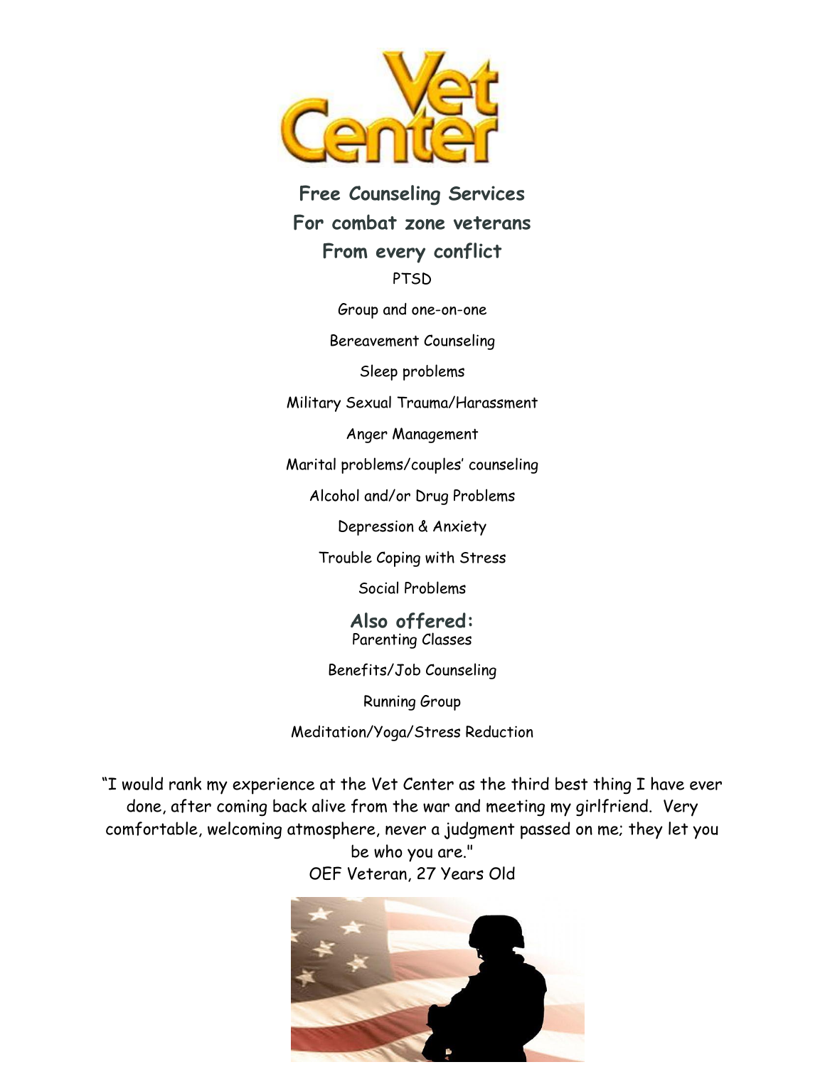# Vet Center

## Free Counseling Services
## For combat zone veterans
## From every conflict

PTSD

Group and one-on-one

Bereavement Counseling

Sleep problems

Military Sexual Trauma/Harassment

Anger Management

Marital problems/couples' counseling

Alcohol and/or Drug Problems

Depression & Anxiety

Trouble Coping with Stress

Social Problems

## Also offered:

Parenting Classes

Benefits/Job Counseling

Running Group

Meditation/Yoga/Stress Reduction

"I would rank my experience at the Vet Center as the third best thing I have ever done, after coming back alive from the war and meeting my girlfriend. Very comfortable, welcoming atmosphere, never a judgment passed on me; they let you be who you are."

OEF Veteran, 27 Years Old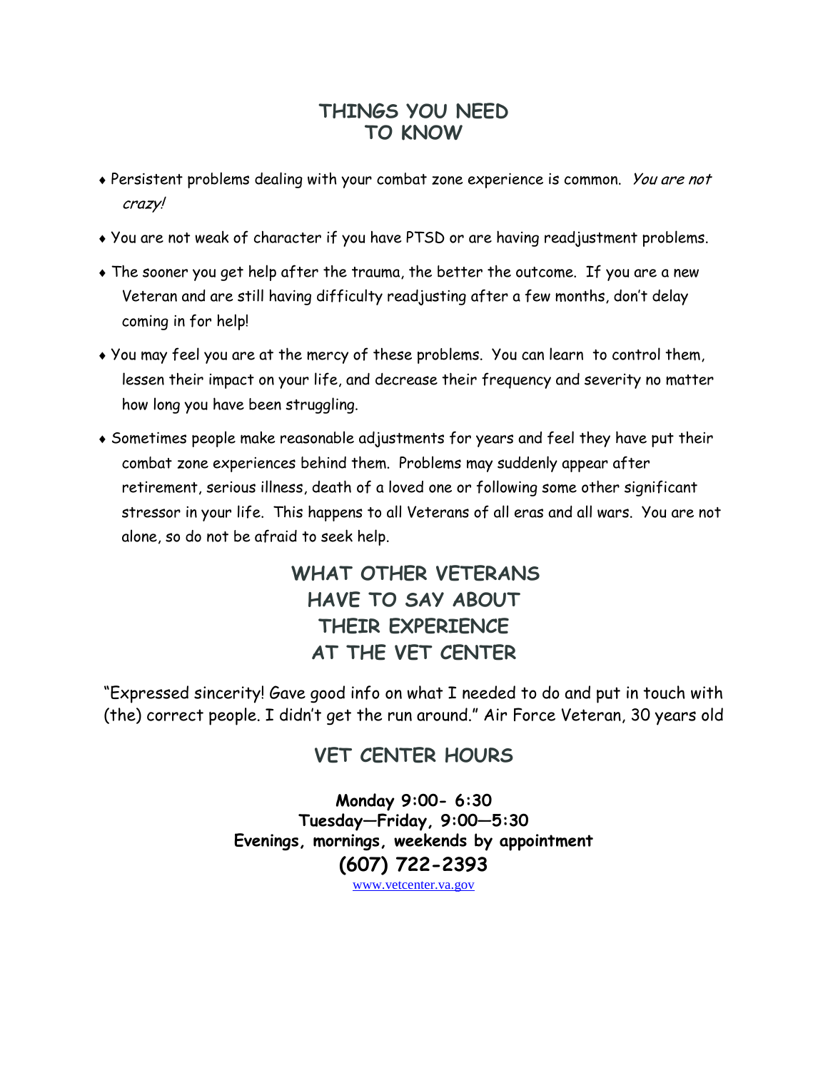# THINGS YOU NEED TO KNOW

- Persistent problems dealing with your combat zone experience is common. *You are not crazy!*
- You are not weak of character if you have PTSD or are having readjustment problems.
- The sooner you get help after the trauma, the better the outcome. If you are a new Veteran and are still having difficulty readjusting after a few months, don't delay coming in for help!
- You may feel you are at the mercy of these problems. You can learn to control them, lessen their impact on your life, and decrease their frequency and severity no matter how long you have been struggling.
- Sometimes people make reasonable adjustments for years and feel they have put their combat zone experiences behind them. Problems may suddenly appear after retirement, serious illness, death of a loved one or following some other significant stressor in your life. This happens to all Veterans of all eras and all wars. You are not alone, so do not be afraid to seek help.

# WHAT OTHER VETERANS HAVE TO SAY ABOUT THEIR EXPERIENCE AT THE VET CENTER

"Expressed sincerity! Gave good info on what I needed to do and put in touch with (the) correct people. I didn't get the run around." Air Force Veteran, 30 years old

# VET CENTER HOURS

**Monday 9:00- 6:30**
**Tuesday—Friday, 9:00—5:30**
**Evenings, mornings, weekends by appointment**
**(607) 722-2393**
www.vetcenter.va.gov